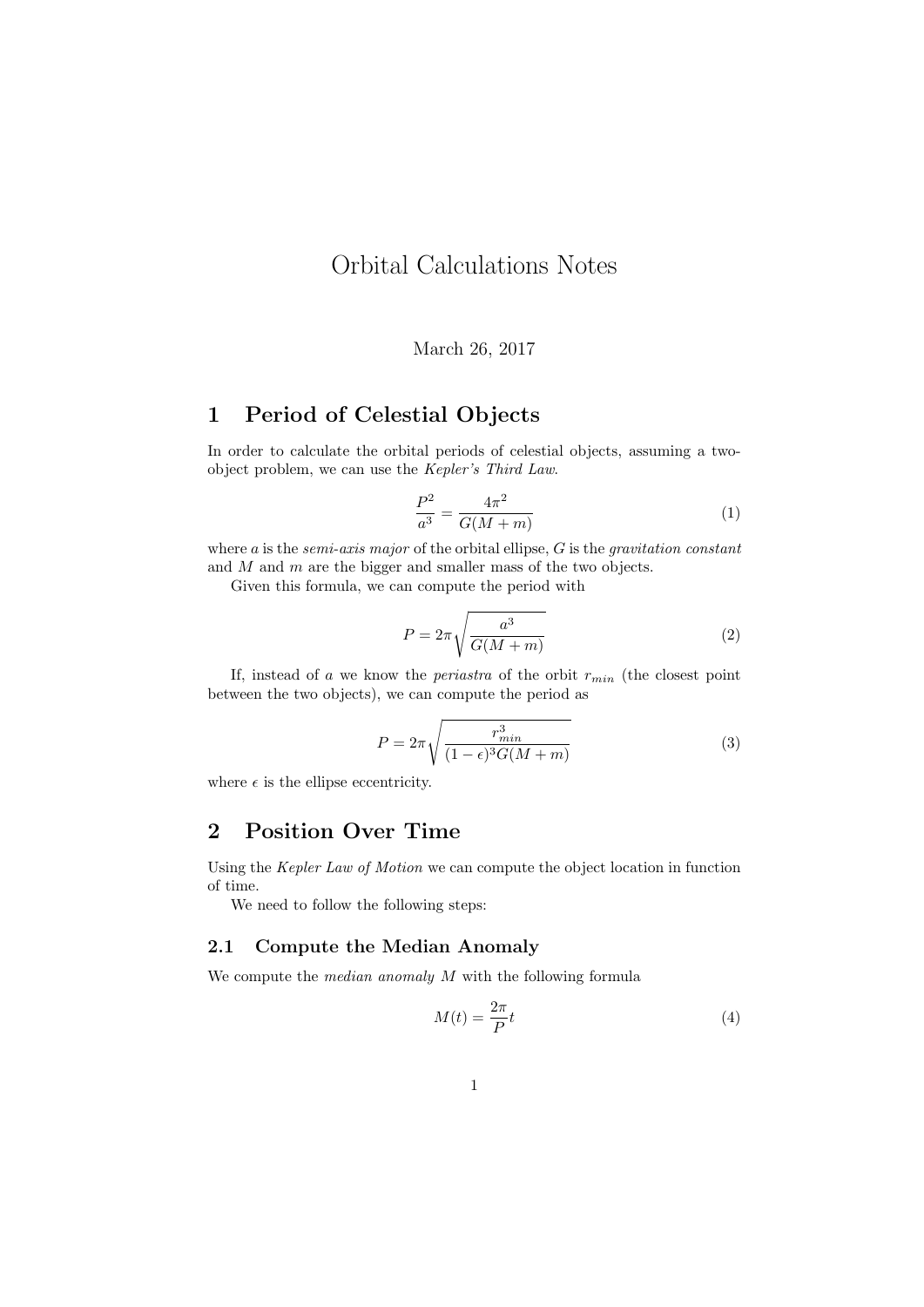# Orbital Calculations Notes

March 26, 2017

## 1 Period of Celestial Objects

In order to calculate the orbital periods of celestial objects, assuming a two-object problem, we can use the *Kepler's Third Law*.

$$\frac{P^2}{a^3} = \frac{4\pi^2}{G(M+m)} \tag{1}$$

where $a$ is the *semi-axis major* of the orbital ellipse, $G$ is the *gravitation constant* and $M$ and $m$ are the bigger and smaller mass of the two objects.

Given this formula, we can compute the period with

$$P = 2\pi\sqrt{\frac{a^3}{G(M+m)}} \tag{2}$$

If, instead of $a$ we know the *periastra* of the orbit $r_{min}$ (the closest point between the two objects), we can compute the period as

$$P = 2\pi\sqrt{\frac{r_{min}^3}{(1-\epsilon)^3 G(M+m)}} \tag{3}$$

where $\epsilon$ is the ellipse eccentricity.

## 2 Position Over Time

Using the *Kepler Law of Motion* we can compute the object location in function of time.

We need to follow the following steps:

### 2.1 Compute the Median Anomaly

We compute the *median anomaly* $M$ with the following formula

$$M(t) = \frac{2\pi}{P}t \tag{4}$$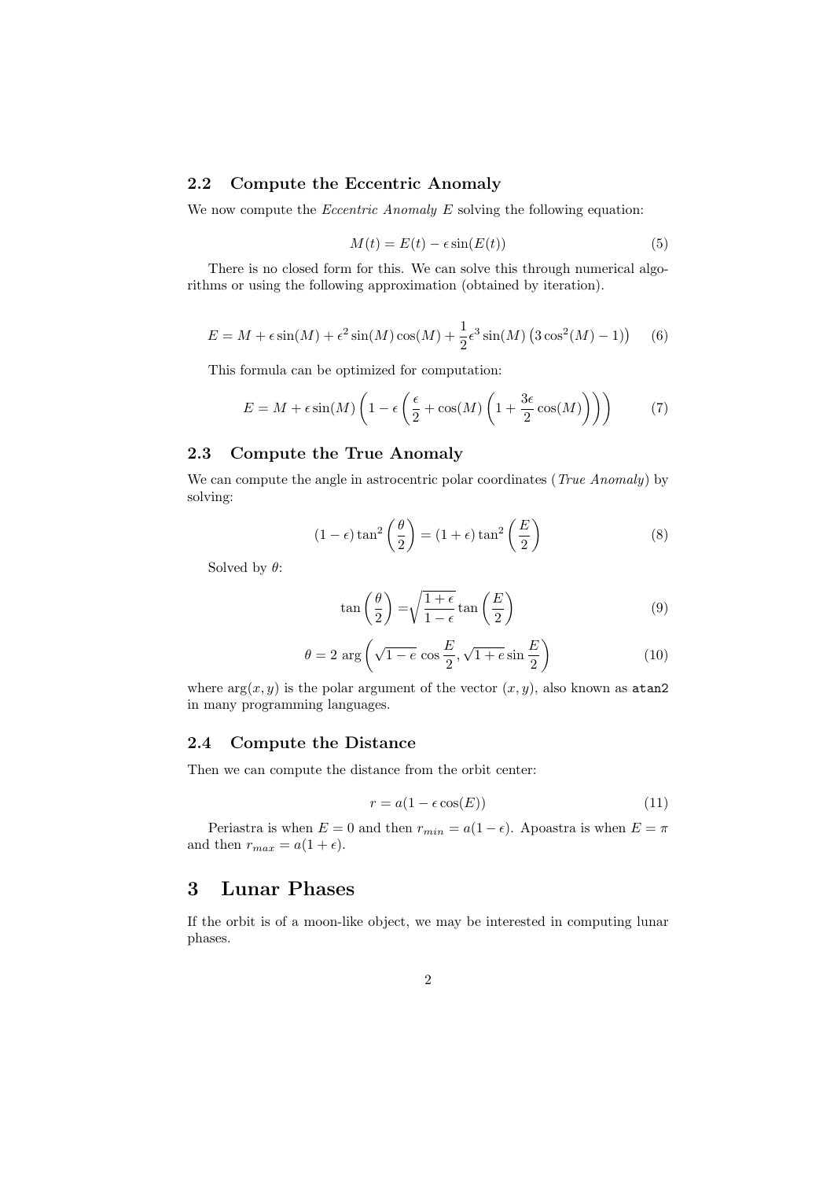### 2.2 Compute the Eccentric Anomaly

We now compute the *Eccentric Anomaly* $E$ solving the following equation:

$$M(t) = E(t) - \epsilon \sin(E(t)) \tag{5}$$

There is no closed form for this. We can solve this through numerical algorithms or using the following approximation (obtained by iteration).

$$E = M + \epsilon \sin(M) + \epsilon^2 \sin(M)\cos(M) + \frac{1}{2}\epsilon^3 \sin(M)\left(3\cos^2(M) - 1\right) \tag{6}$$

This formula can be optimized for computation:

$$E = M + \epsilon \sin(M)\left(1 - \epsilon\left(\frac{\epsilon}{2} + \cos(M)\left(1 + \frac{3\epsilon}{2}\cos(M)\right)\right)\right) \tag{7}$$

### 2.3 Compute the True Anomaly

We can compute the angle in astrocentric polar coordinates (*True Anomaly*) by solving:

$$(1 - \epsilon)\tan^2\left(\frac{\theta}{2}\right) = (1 + \epsilon)\tan^2\left(\frac{E}{2}\right) \tag{8}$$

Solved by $\theta$:

$$\tan\left(\frac{\theta}{2}\right) = \sqrt{\frac{1 + \epsilon}{1 - \epsilon}}\tan\left(\frac{E}{2}\right) \tag{9}$$

$$\theta = 2\ \arg\left(\sqrt{1 - e}\,\cos\frac{E}{2}, \sqrt{1 + e}\sin\frac{E}{2}\right) \tag{10}$$

where $\arg(x, y)$ is the polar argument of the vector $(x, y)$, also known as `atan2` in many programming languages.

### 2.4 Compute the Distance

Then we can compute the distance from the orbit center:

$$r = a(1 - \epsilon\cos(E)) \tag{11}$$

Periastra is when $E = 0$ and then $r_{min} = a(1 - \epsilon)$. Apoastra is when $E = \pi$ and then $r_{max} = a(1 + \epsilon)$.

## 3 Lunar Phases

If the orbit is of a moon-like object, we may be interested in computing lunar phases.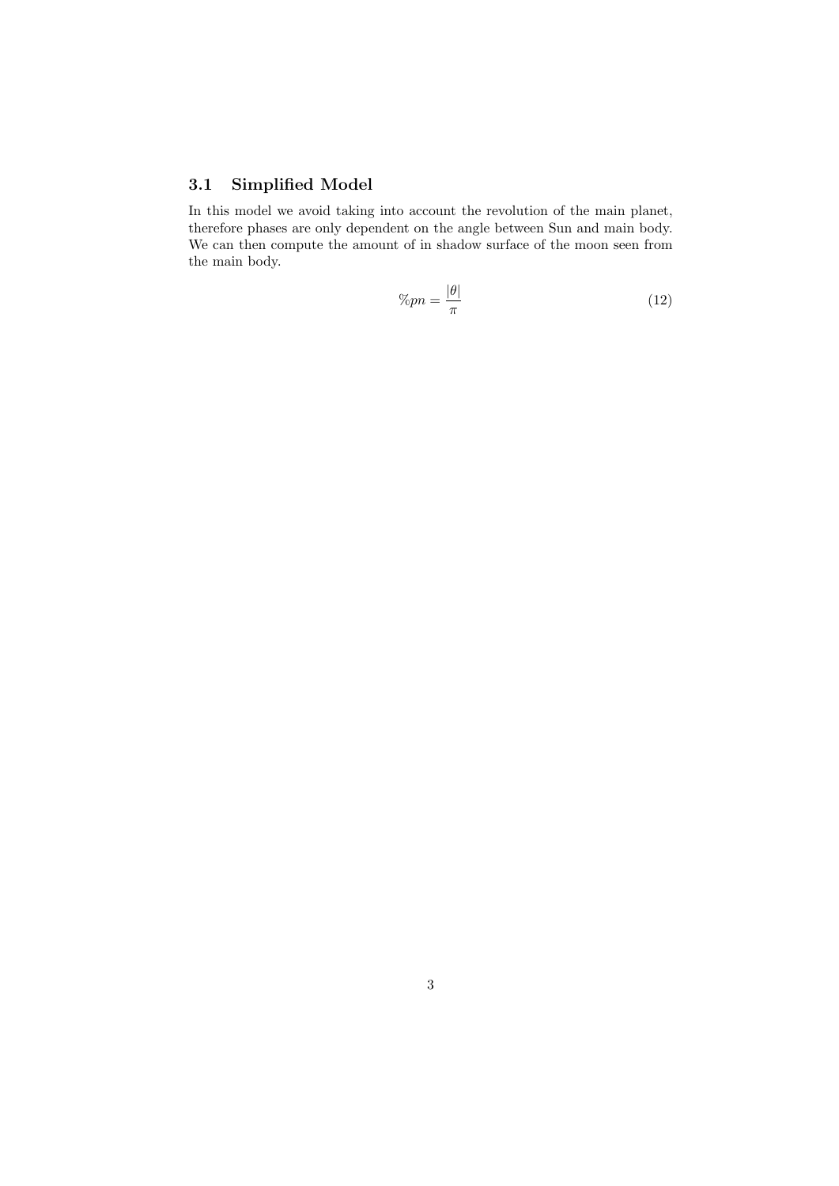### 3.1 Simplified Model

In this model we avoid taking into account the revolution of the main planet, therefore phases are only dependent on the angle between Sun and main body. We can then compute the amount of in shadow surface of the moon seen from the main body.

$$\%pn = \frac{|\theta|}{\pi} \tag{12}$$